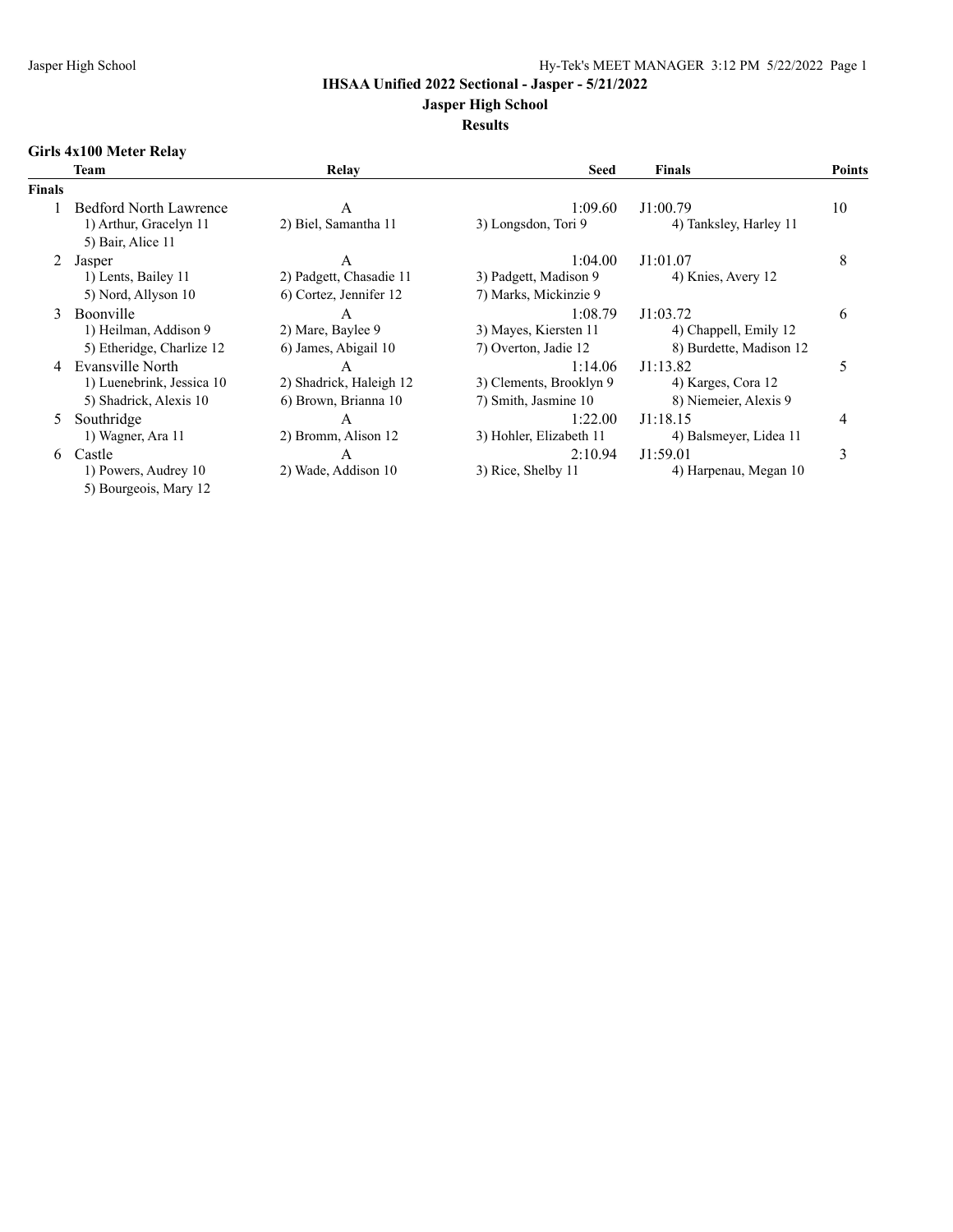# IHSAA Unified 2022 Sectional - Jasper - 5/21/2022

## Jasper High School

### Results

**Girls 4x100 Meter Relay**

| | Team | Relay | Seed | Finals | Points |
|---|---|---|---|---|---|
| **Finals** | | | | | |
| 1 | Bedford North Lawrence | A | 1:09.60 | J1:00.79 | 10 |
| | 1) Arthur, Gracelyn 11 | 2) Biel, Samantha 11 | 3) Longsdon, Tori 9 | 4) Tanksley, Harley 11 | |
| | 5) Bair, Alice 11 | | | | |
| 2 | Jasper | A | 1:04.00 | J1:01.07 | 8 |
| | 1) Lents, Bailey 11 | 2) Padgett, Chasadie 11 | 3) Padgett, Madison 9 | 4) Knies, Avery 12 | |
| | 5) Nord, Allyson 10 | 6) Cortez, Jennifer 12 | 7) Marks, Mickinzie 9 | | |
| 3 | Boonville | A | 1:08.79 | J1:03.72 | 6 |
| | 1) Heilman, Addison 9 | 2) Mare, Baylee 9 | 3) Mayes, Kiersten 11 | 4) Chappell, Emily 12 | |
| | 5) Etheridge, Charlize 12 | 6) James, Abigail 10 | 7) Overton, Jadie 12 | 8) Burdette, Madison 12 | |
| 4 | Evansville North | A | 1:14.06 | J1:13.82 | 5 |
| | 1) Luenebrink, Jessica 10 | 2) Shadrick, Haleigh 12 | 3) Clements, Brooklyn 9 | 4) Karges, Cora 12 | |
| | 5) Shadrick, Alexis 10 | 6) Brown, Brianna 10 | 7) Smith, Jasmine 10 | 8) Niemeier, Alexis 9 | |
| 5 | Southridge | A | 1:22.00 | J1:18.15 | 4 |
| | 1) Wagner, Ara 11 | 2) Bromm, Alison 12 | 3) Hohler, Elizabeth 11 | 4) Balsmeyer, Lidea 11 | |
| 6 | Castle | A | 2:10.94 | J1:59.01 | 3 |
| | 1) Powers, Audrey 10 | 2) Wade, Addison 10 | 3) Rice, Shelby 11 | 4) Harpenau, Megan 10 | |
| | 5) Bourgeois, Mary 12 | | | | |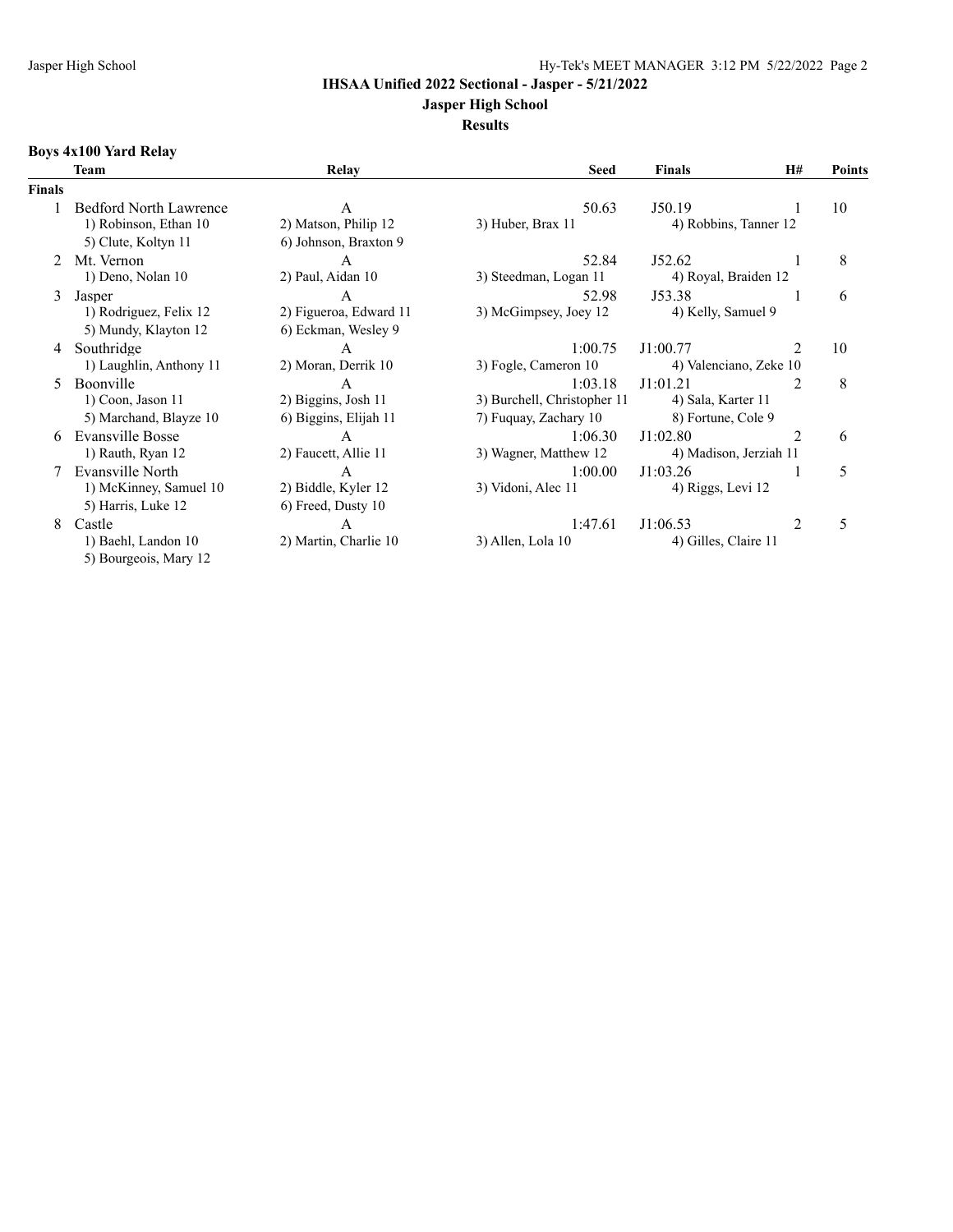# IHSAA Unified 2022 Sectional - Jasper - 5/21/2022

## Jasper High School

### Results

**Boys 4x100 Yard Relay**

| | Team | Relay | Seed | Finals | H# | Points |
|---|---|---|---|---|---|---|
| **Finals** | | | | | | |
| 1 | Bedford North Lawrence | A | 50.63 | J50.19 | 1 | 10 |
| | 1) Robinson, Ethan 10 | 2) Matson, Philip 12 | 3) Huber, Brax 11 | 4) Robbins, Tanner 12 | | |
| | 5) Clute, Koltyn 11 | 6) Johnson, Braxton 9 | | | | |
| 2 | Mt. Vernon | A | 52.84 | J52.62 | 1 | 8 |
| | 1) Deno, Nolan 10 | 2) Paul, Aidan 10 | 3) Steedman, Logan 11 | 4) Royal, Braiden 12 | | |
| 3 | Jasper | A | 52.98 | J53.38 | 1 | 6 |
| | 1) Rodriguez, Felix 12 | 2) Figueroa, Edward 11 | 3) McGimpsey, Joey 12 | 4) Kelly, Samuel 9 | | |
| | 5) Mundy, Klayton 12 | 6) Eckman, Wesley 9 | | | | |
| 4 | Southridge | A | 1:00.75 | J1:00.77 | 2 | 10 |
| | 1) Laughlin, Anthony 11 | 2) Moran, Derrik 10 | 3) Fogle, Cameron 10 | 4) Valenciano, Zeke 10 | | |
| 5 | Boonville | A | 1:03.18 | J1:01.21 | 2 | 8 |
| | 1) Coon, Jason 11 | 2) Biggins, Josh 11 | 3) Burchell, Christopher 11 | 4) Sala, Karter 11 | | |
| | 5) Marchand, Blayze 10 | 6) Biggins, Elijah 11 | 7) Fuquay, Zachary 10 | 8) Fortune, Cole 9 | | |
| 6 | Evansville Bosse | A | 1:06.30 | J1:02.80 | 2 | 6 |
| | 1) Rauth, Ryan 12 | 2) Faucett, Allie 11 | 3) Wagner, Matthew 12 | 4) Madison, Jerziah 11 | | |
| 7 | Evansville North | A | 1:00.00 | J1:03.26 | 1 | 5 |
| | 1) McKinney, Samuel 10 | 2) Biddle, Kyler 12 | 3) Vidoni, Alec 11 | 4) Riggs, Levi 12 | | |
| | 5) Harris, Luke 12 | 6) Freed, Dusty 10 | | | | |
| 8 | Castle | A | 1:47.61 | J1:06.53 | 2 | 5 |
| | 1) Baehl, Landon 10 | 2) Martin, Charlie 10 | 3) Allen, Lola 10 | 4) Gilles, Claire 11 | | |
| | 5) Bourgeois, Mary 12 | | | | | |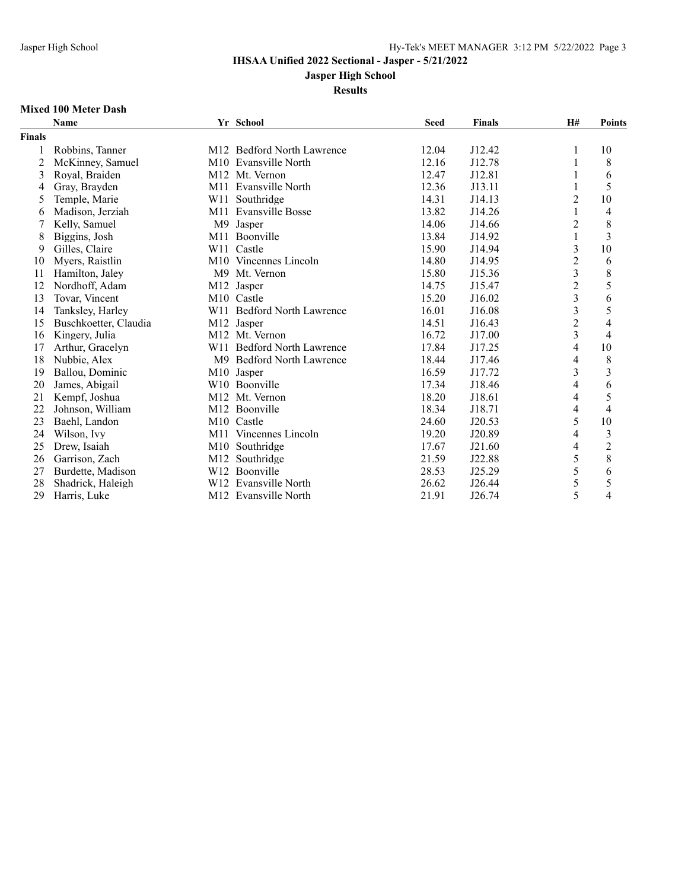## IHSAA Unified 2022 Sectional - Jasper - 5/21/2022

### Jasper High School

### Results

#### Mixed 100 Meter Dash

| | Name | Yr | School | Seed | Finals | H# | Points |
|---|---|---|---|---|---|---|---|
| **Finals** | | | | | | | |
| 1 | Robbins, Tanner | M12 | Bedford North Lawrence | 12.04 | J12.42 | 1 | 10 |
| 2 | McKinney, Samuel | M10 | Evansville North | 12.16 | J12.78 | 1 | 8 |
| 3 | Royal, Braiden | M12 | Mt. Vernon | 12.47 | J12.81 | 1 | 6 |
| 4 | Gray, Brayden | M11 | Evansville North | 12.36 | J13.11 | 1 | 5 |
| 5 | Temple, Marie | W11 | Southridge | 14.31 | J14.13 | 2 | 10 |
| 6 | Madison, Jerziah | M11 | Evansville Bosse | 13.82 | J14.26 | 1 | 4 |
| 7 | Kelly, Samuel | M9 | Jasper | 14.06 | J14.66 | 2 | 8 |
| 8 | Biggins, Josh | M11 | Boonville | 13.84 | J14.92 | 1 | 3 |
| 9 | Gilles, Claire | W11 | Castle | 15.90 | J14.94 | 3 | 10 |
| 10 | Myers, Raistlin | M10 | Vincennes Lincoln | 14.80 | J14.95 | 2 | 6 |
| 11 | Hamilton, Jaley | M9 | Mt. Vernon | 15.80 | J15.36 | 3 | 8 |
| 12 | Nordhoff, Adam | M12 | Jasper | 14.75 | J15.47 | 2 | 5 |
| 13 | Tovar, Vincent | M10 | Castle | 15.20 | J16.02 | 3 | 6 |
| 14 | Tanksley, Harley | W11 | Bedford North Lawrence | 16.01 | J16.08 | 3 | 5 |
| 15 | Buschkoetter, Claudia | M12 | Jasper | 14.51 | J16.43 | 2 | 4 |
| 16 | Kingery, Julia | M12 | Mt. Vernon | 16.72 | J17.00 | 3 | 4 |
| 17 | Arthur, Gracelyn | W11 | Bedford North Lawrence | 17.84 | J17.25 | 4 | 10 |
| 18 | Nubbie, Alex | M9 | Bedford North Lawrence | 18.44 | J17.46 | 4 | 8 |
| 19 | Ballou, Dominic | M10 | Jasper | 16.59 | J17.72 | 3 | 3 |
| 20 | James, Abigail | W10 | Boonville | 17.34 | J18.46 | 4 | 6 |
| 21 | Kempf, Joshua | M12 | Mt. Vernon | 18.20 | J18.61 | 4 | 5 |
| 22 | Johnson, William | M12 | Boonville | 18.34 | J18.71 | 4 | 4 |
| 23 | Baehl, Landon | M10 | Castle | 24.60 | J20.53 | 5 | 10 |
| 24 | Wilson, Ivy | M11 | Vincennes Lincoln | 19.20 | J20.89 | 4 | 3 |
| 25 | Drew, Isaiah | M10 | Southridge | 17.67 | J21.60 | 4 | 2 |
| 26 | Garrison, Zach | M12 | Southridge | 21.59 | J22.88 | 5 | 8 |
| 27 | Burdette, Madison | W12 | Boonville | 28.53 | J25.29 | 5 | 6 |
| 28 | Shadrick, Haleigh | W12 | Evansville North | 26.62 | J26.44 | 5 | 5 |
| 29 | Harris, Luke | M12 | Evansville North | 21.91 | J26.74 | 5 | 4 |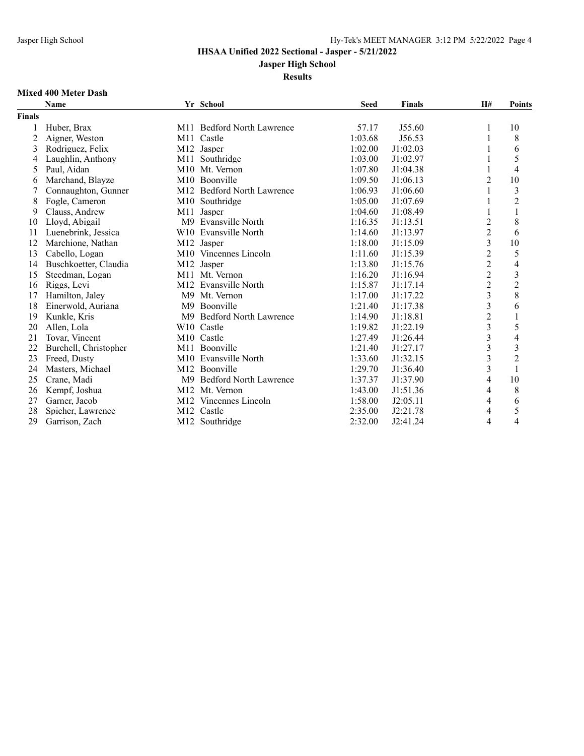# IHSAA Unified 2022 Sectional - Jasper - 5/21/2022

## Jasper High School

### Results

**Mixed 400 Meter Dash**

| | Name | Yr | School | Seed | Finals | H# | Points |
|---|---|---|---|---|---|---|---|
| **Finals** | | | | | | | |
| 1 | Huber, Brax | M11 | Bedford North Lawrence | 57.17 | J55.60 | 1 | 10 |
| 2 | Aigner, Weston | M11 | Castle | 1:03.68 | J56.53 | 1 | 8 |
| 3 | Rodriguez, Felix | M12 | Jasper | 1:02.00 | J1:02.03 | 1 | 6 |
| 4 | Laughlin, Anthony | M11 | Southridge | 1:03.00 | J1:02.97 | 1 | 5 |
| 5 | Paul, Aidan | M10 | Mt. Vernon | 1:07.80 | J1:04.38 | 1 | 4 |
| 6 | Marchand, Blayze | M10 | Boonville | 1:09.50 | J1:06.13 | 2 | 10 |
| 7 | Connaughton, Gunner | M12 | Bedford North Lawrence | 1:06.93 | J1:06.60 | 1 | 3 |
| 8 | Fogle, Cameron | M10 | Southridge | 1:05.00 | J1:07.69 | 1 | 2 |
| 9 | Clauss, Andrew | M11 | Jasper | 1:04.60 | J1:08.49 | 1 | 1 |
| 10 | Lloyd, Abigail | M9 | Evansville North | 1:16.35 | J1:13.51 | 2 | 8 |
| 11 | Luenebrink, Jessica | W10 | Evansville North | 1:14.60 | J1:13.97 | 2 | 6 |
| 12 | Marchione, Nathan | M12 | Jasper | 1:18.00 | J1:15.09 | 3 | 10 |
| 13 | Cabello, Logan | M10 | Vincennes Lincoln | 1:11.60 | J1:15.39 | 2 | 5 |
| 14 | Buschkoetter, Claudia | M12 | Jasper | 1:13.80 | J1:15.76 | 2 | 4 |
| 15 | Steedman, Logan | M11 | Mt. Vernon | 1:16.20 | J1:16.94 | 2 | 3 |
| 16 | Riggs, Levi | M12 | Evansville North | 1:15.87 | J1:17.14 | 2 | 2 |
| 17 | Hamilton, Jaley | M9 | Mt. Vernon | 1:17.00 | J1:17.22 | 3 | 8 |
| 18 | Einerwold, Auriana | M9 | Boonville | 1:21.40 | J1:17.38 | 3 | 6 |
| 19 | Kunkle, Kris | M9 | Bedford North Lawrence | 1:14.90 | J1:18.81 | 2 | 1 |
| 20 | Allen, Lola | W10 | Castle | 1:19.82 | J1:22.19 | 3 | 5 |
| 21 | Tovar, Vincent | M10 | Castle | 1:27.49 | J1:26.44 | 3 | 4 |
| 22 | Burchell, Christopher | M11 | Boonville | 1:21.40 | J1:27.17 | 3 | 3 |
| 23 | Freed, Dusty | M10 | Evansville North | 1:33.60 | J1:32.15 | 3 | 2 |
| 24 | Masters, Michael | M12 | Boonville | 1:29.70 | J1:36.40 | 3 | 1 |
| 25 | Crane, Madi | M9 | Bedford North Lawrence | 1:37.37 | J1:37.90 | 4 | 10 |
| 26 | Kempf, Joshua | M12 | Mt. Vernon | 1:43.00 | J1:51.36 | 4 | 8 |
| 27 | Garner, Jacob | M12 | Vincennes Lincoln | 1:58.00 | J2:05.11 | 4 | 6 |
| 28 | Spicher, Lawrence | M12 | Castle | 2:35.00 | J2:21.78 | 4 | 5 |
| 29 | Garrison, Zach | M12 | Southridge | 2:32.00 | J2:41.24 | 4 | 4 |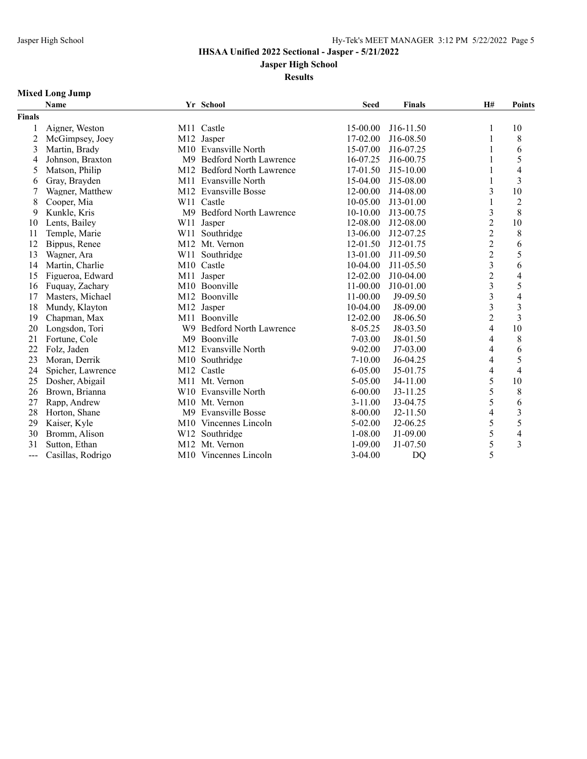**IHSAA Unified 2022 Sectional - Jasper - 5/21/2022**

**Jasper High School**

**Results**

### Mixed Long Jump

| | Name | Yr | School | Seed | Finals | H# | Points |
|---|---|---|---|---|---|---|---|
| **Finals** | | | | | | | |
| 1 | Aigner, Weston | M11 | Castle | 15-00.00 | J16-11.50 | 1 | 10 |
| 2 | McGimpsey, Joey | M12 | Jasper | 17-02.00 | J16-08.50 | 1 | 8 |
| 3 | Martin, Brady | M10 | Evansville North | 15-07.00 | J16-07.25 | 1 | 6 |
| 4 | Johnson, Braxton | M9 | Bedford North Lawrence | 16-07.25 | J16-00.75 | 1 | 5 |
| 5 | Matson, Philip | M12 | Bedford North Lawrence | 17-01.50 | J15-10.00 | 1 | 4 |
| 6 | Gray, Brayden | M11 | Evansville North | 15-04.00 | J15-08.00 | 1 | 3 |
| 7 | Wagner, Matthew | M12 | Evansville Bosse | 12-00.00 | J14-08.00 | 3 | 10 |
| 8 | Cooper, Mia | W11 | Castle | 10-05.00 | J13-01.00 | 1 | 2 |
| 9 | Kunkle, Kris | M9 | Bedford North Lawrence | 10-10.00 | J13-00.75 | 3 | 8 |
| 10 | Lents, Bailey | W11 | Jasper | 12-08.00 | J12-08.00 | 2 | 10 |
| 11 | Temple, Marie | W11 | Southridge | 13-06.00 | J12-07.25 | 2 | 8 |
| 12 | Bippus, Renee | M12 | Mt. Vernon | 12-01.50 | J12-01.75 | 2 | 6 |
| 13 | Wagner, Ara | W11 | Southridge | 13-01.00 | J11-09.50 | 2 | 5 |
| 14 | Martin, Charlie | M10 | Castle | 10-04.00 | J11-05.50 | 3 | 6 |
| 15 | Figueroa, Edward | M11 | Jasper | 12-02.00 | J10-04.00 | 2 | 4 |
| 16 | Fuquay, Zachary | M10 | Boonville | 11-00.00 | J10-01.00 | 3 | 5 |
| 17 | Masters, Michael | M12 | Boonville | 11-00.00 | J9-09.50 | 3 | 4 |
| 18 | Mundy, Klayton | M12 | Jasper | 10-04.00 | J8-09.00 | 3 | 3 |
| 19 | Chapman, Max | M11 | Boonville | 12-02.00 | J8-06.50 | 2 | 3 |
| 20 | Longsdon, Tori | W9 | Bedford North Lawrence | 8-05.25 | J8-03.50 | 4 | 10 |
| 21 | Fortune, Cole | M9 | Boonville | 7-03.00 | J8-01.50 | 4 | 8 |
| 22 | Folz, Jaden | M12 | Evansville North | 9-02.00 | J7-03.00 | 4 | 6 |
| 23 | Moran, Derrik | M10 | Southridge | 7-10.00 | J6-04.25 | 4 | 5 |
| 24 | Spicher, Lawrence | M12 | Castle | 6-05.00 | J5-01.75 | 4 | 4 |
| 25 | Dosher, Abigail | M11 | Mt. Vernon | 5-05.00 | J4-11.00 | 5 | 10 |
| 26 | Brown, Brianna | W10 | Evansville North | 6-00.00 | J3-11.25 | 5 | 8 |
| 27 | Rapp, Andrew | M10 | Mt. Vernon | 3-11.00 | J3-04.75 | 5 | 6 |
| 28 | Horton, Shane | M9 | Evansville Bosse | 8-00.00 | J2-11.50 | 4 | 3 |
| 29 | Kaiser, Kyle | M10 | Vincennes Lincoln | 5-02.00 | J2-06.25 | 5 | 5 |
| 30 | Bromm, Alison | W12 | Southridge | 1-08.00 | J1-09.00 | 5 | 4 |
| 31 | Sutton, Ethan | M12 | Mt. Vernon | 1-09.00 | J1-07.50 | 5 | 3 |
| --- | Casillas, Rodrigo | M10 | Vincennes Lincoln | 3-04.00 | DQ | 5 | |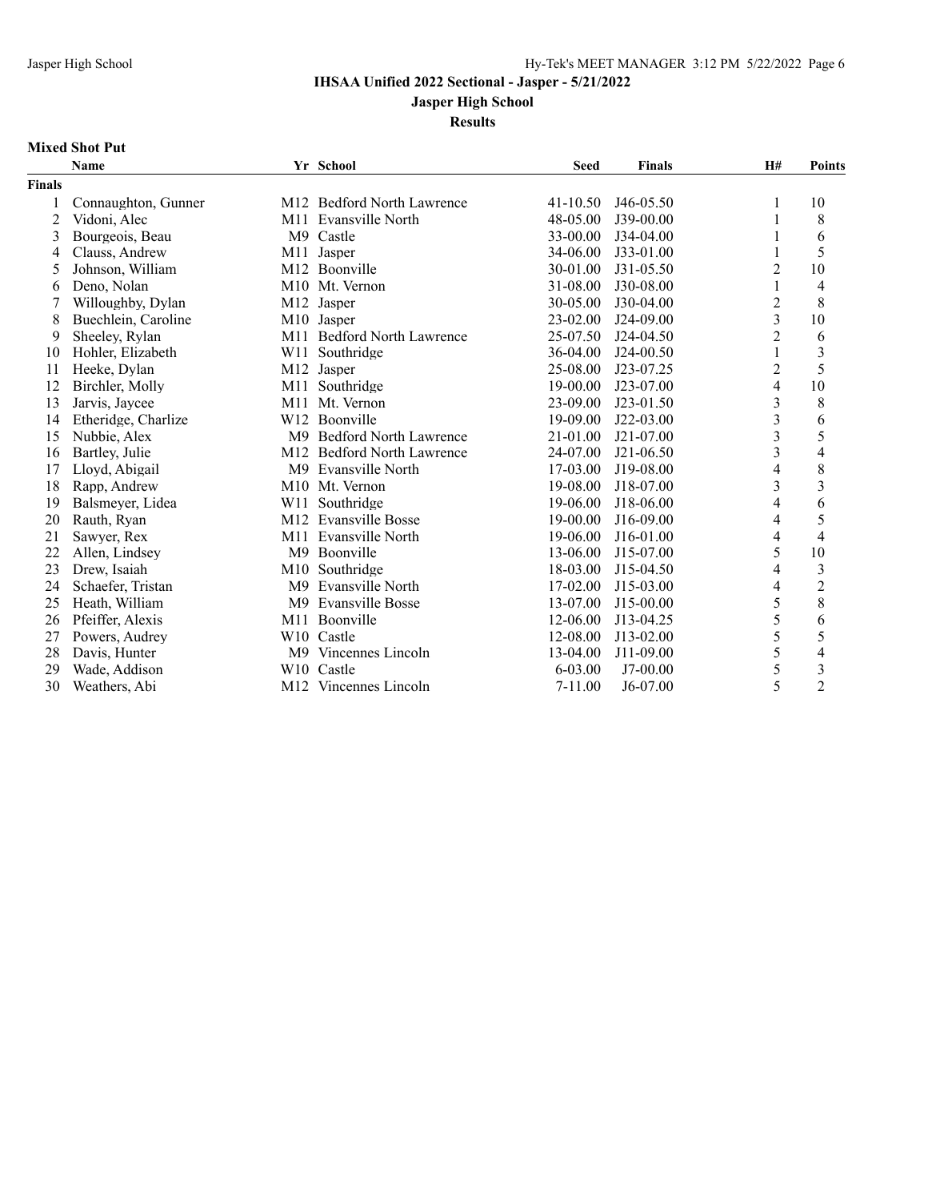# IHSAA Unified 2022 Sectional - Jasper - 5/21/2022

## Jasper High School

### Results

**Mixed Shot Put**

| | Name | Yr | School | Seed | Finals | H# | Points |
|---|---|---|---|---|---|---|---|
| **Finals** | | | | | | | |
| 1 | Connaughton, Gunner | M12 | Bedford North Lawrence | 41-10.50 | J46-05.50 | 1 | 10 |
| 2 | Vidoni, Alec | M11 | Evansville North | 48-05.00 | J39-00.00 | 1 | 8 |
| 3 | Bourgeois, Beau | M9 | Castle | 33-00.00 | J34-04.00 | 1 | 6 |
| 4 | Clauss, Andrew | M11 | Jasper | 34-06.00 | J33-01.00 | 1 | 5 |
| 5 | Johnson, William | M12 | Boonville | 30-01.00 | J31-05.50 | 2 | 10 |
| 6 | Deno, Nolan | M10 | Mt. Vernon | 31-08.00 | J30-08.00 | 1 | 4 |
| 7 | Willoughby, Dylan | M12 | Jasper | 30-05.00 | J30-04.00 | 2 | 8 |
| 8 | Buechlein, Caroline | M10 | Jasper | 23-02.00 | J24-09.00 | 3 | 10 |
| 9 | Sheeley, Rylan | M11 | Bedford North Lawrence | 25-07.50 | J24-04.50 | 2 | 6 |
| 10 | Hohler, Elizabeth | W11 | Southridge | 36-04.00 | J24-00.50 | 1 | 3 |
| 11 | Heeke, Dylan | M12 | Jasper | 25-08.00 | J23-07.25 | 2 | 5 |
| 12 | Birchler, Molly | M11 | Southridge | 19-00.00 | J23-07.00 | 4 | 10 |
| 13 | Jarvis, Jaycee | M11 | Mt. Vernon | 23-09.00 | J23-01.50 | 3 | 8 |
| 14 | Etheridge, Charlize | W12 | Boonville | 19-09.00 | J22-03.00 | 3 | 6 |
| 15 | Nubbie, Alex | M9 | Bedford North Lawrence | 21-01.00 | J21-07.00 | 3 | 5 |
| 16 | Bartley, Julie | M12 | Bedford North Lawrence | 24-07.00 | J21-06.50 | 3 | 4 |
| 17 | Lloyd, Abigail | M9 | Evansville North | 17-03.00 | J19-08.00 | 4 | 8 |
| 18 | Rapp, Andrew | M10 | Mt. Vernon | 19-08.00 | J18-07.00 | 3 | 3 |
| 19 | Balsmeyer, Lidea | W11 | Southridge | 19-06.00 | J18-06.00 | 4 | 6 |
| 20 | Rauth, Ryan | M12 | Evansville Bosse | 19-00.00 | J16-09.00 | 4 | 5 |
| 21 | Sawyer, Rex | M11 | Evansville North | 19-06.00 | J16-01.00 | 4 | 4 |
| 22 | Allen, Lindsey | M9 | Boonville | 13-06.00 | J15-07.00 | 5 | 10 |
| 23 | Drew, Isaiah | M10 | Southridge | 18-03.00 | J15-04.50 | 4 | 3 |
| 24 | Schaefer, Tristan | M9 | Evansville North | 17-02.00 | J15-03.00 | 4 | 2 |
| 25 | Heath, William | M9 | Evansville Bosse | 13-07.00 | J15-00.00 | 5 | 8 |
| 26 | Pfeiffer, Alexis | M11 | Boonville | 12-06.00 | J13-04.25 | 5 | 6 |
| 27 | Powers, Audrey | W10 | Castle | 12-08.00 | J13-02.00 | 5 | 5 |
| 28 | Davis, Hunter | M9 | Vincennes Lincoln | 13-04.00 | J11-09.00 | 5 | 4 |
| 29 | Wade, Addison | W10 | Castle | 6-03.00 | J7-00.00 | 5 | 3 |
| 30 | Weathers, Abi | M12 | Vincennes Lincoln | 7-11.00 | J6-07.00 | 5 | 2 |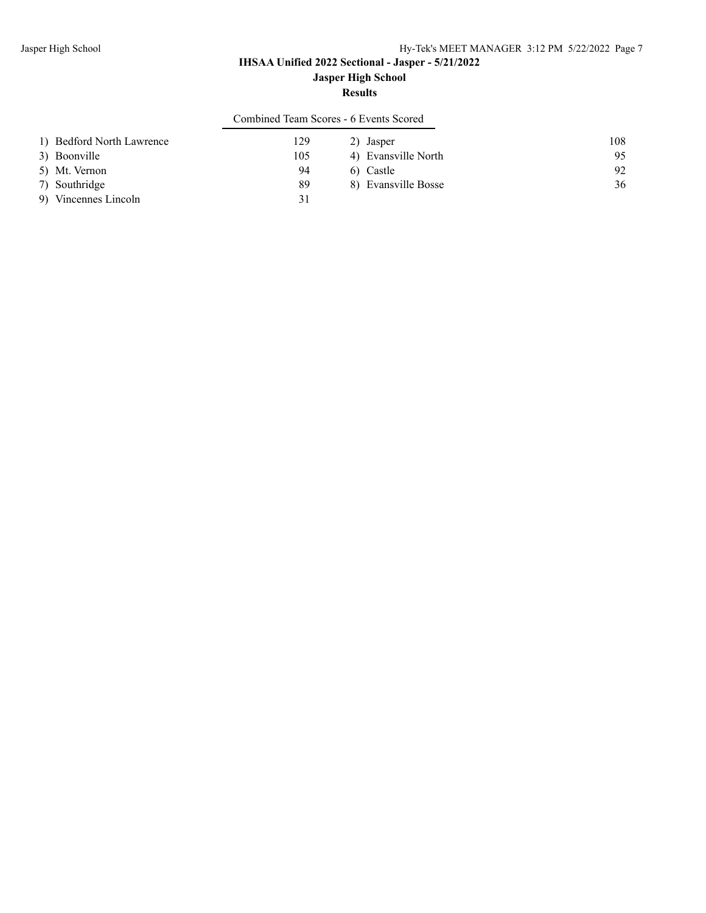**IHSAA Unified 2022 Sectional - Jasper - 5/21/2022**

**Jasper High School**

**Results**

Combined Team Scores - 6 Events Scored

| | | | |
|---|---|---|---|
| 1) Bedford North Lawrence | 129 | 2) Jasper | 108 |
| 3) Boonville | 105 | 4) Evansville North | 95 |
| 5) Mt. Vernon | 94 | 6) Castle | 92 |
| 7) Southridge | 89 | 8) Evansville Bosse | 36 |
| 9) Vincennes Lincoln | 31 | | |